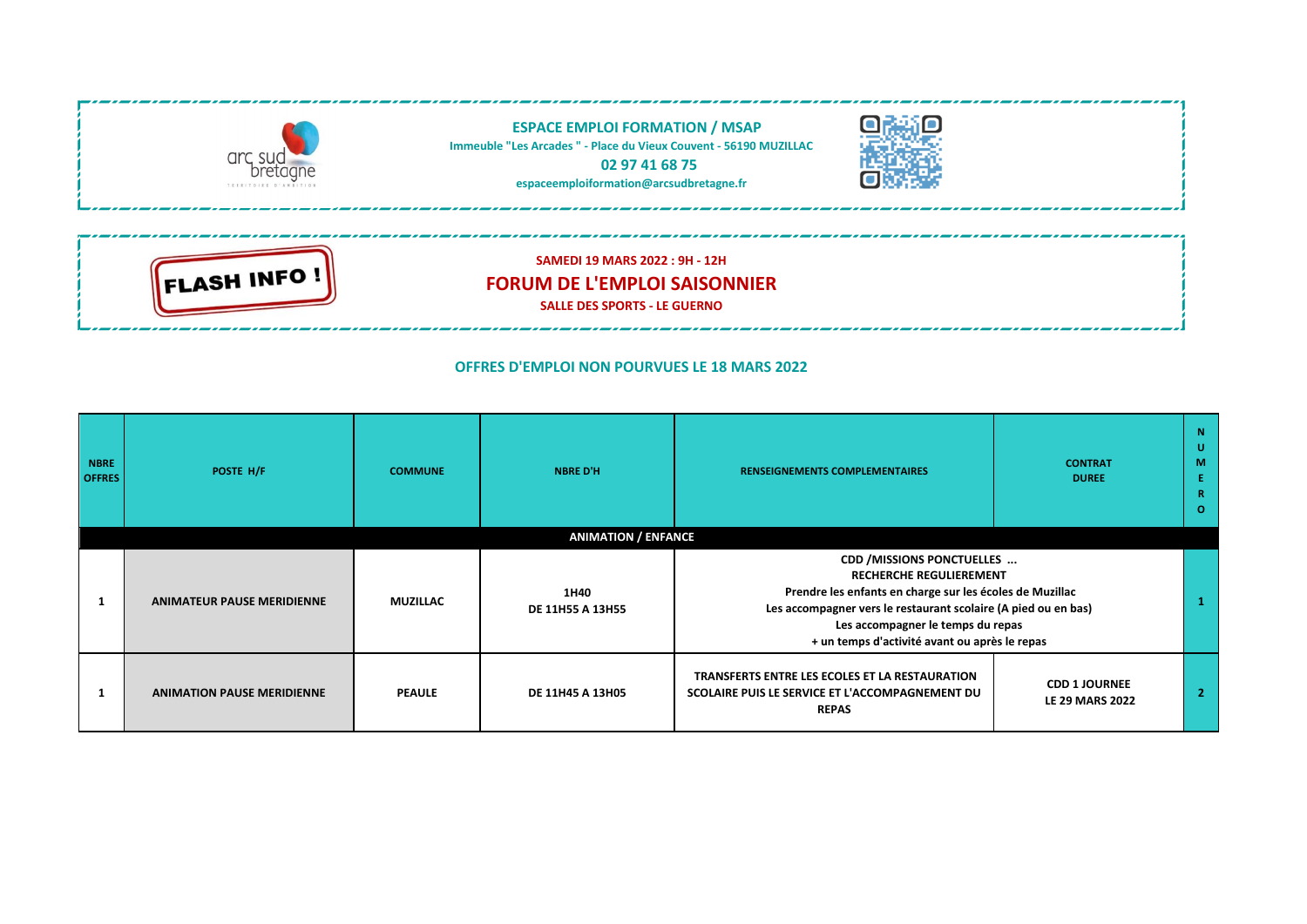**ESPACE EMPLOI FORMATION / MSAP**

Immeuble "Les Arcades " - Place du Vieux Couvent - 56190 MUZILLAC

**02 97 41 68 75**

espaceemploiformation@arcsudbretagne.fr

FLASH INFO !

**SAMEDI 19 MARS 2022 : 9H - 12H**

## FORUM DE L'EMPLOI SAISONNIER

**SALLE DES SPORTS - LE GUERNO**

### OFFRES D'EMPLOI NON POURVUES LE 18 MARS 2022

| NBRE OFFRES | POSTE H/F | COMMUNE | NBRE D'H | RENSEIGNEMENTS COMPLEMENTAIRES | CONTRAT DUREE | NUMERO |
|---|---|---|---|---|---|---|
| **ANIMATION / ENFANCE** | | | | | | |
| 1 | ANIMATEUR PAUSE MERIDIENNE | MUZILLAC | 1H40<br>DE 11H55 A 13H55 | CDD /MISSIONS PONCTUELLES ...<br>RECHERCHE REGULIEREMENT<br>Prendre les enfants en charge sur les écoles de Muzillac<br>Les accompagner vers le restaurant scolaire (A pied ou en bas)<br>Les accompagner le temps du repas<br>+ un temps d'activité avant ou après le repas | | 1 |
| 1 | ANIMATION PAUSE MERIDIENNE | PEAULE | DE 11H45 A 13H05 | TRANSFERTS ENTRE LES ECOLES ET LA RESTAURATION SCOLAIRE PUIS LE SERVICE ET L'ACCOMPAGNEMENT DU REPAS | CDD 1 JOURNEE<br>LE 29 MARS 2022 | 2 |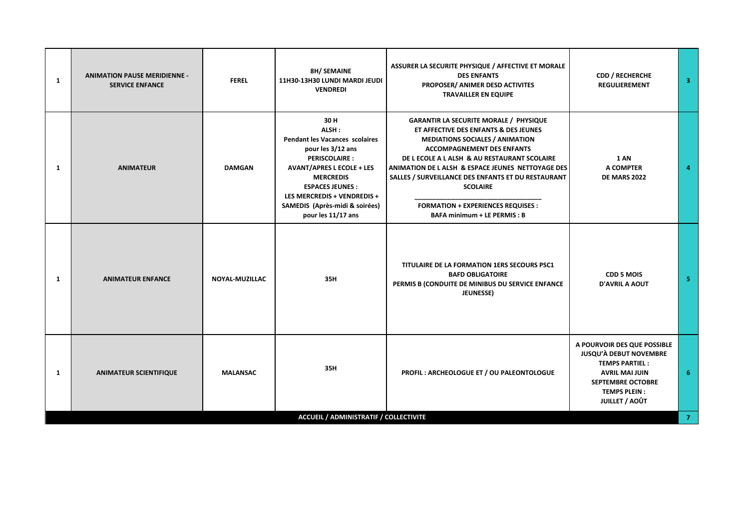| | | | | | | |
|---|---|---|---|---|---|---|
| 1 | **ANIMATION PAUSE MERIDIENNE - SERVICE ENFANCE** | **FEREL** | **8H/ SEMAINE 11H30-13H30 LUNDI MARDI JEUDI VENDREDI** | **ASSURER LA SECURITE PHYSIQUE / AFFECTIVE ET MORALE DES ENFANTS PROPOSER/ ANIMER DESD ACTIVITES TRAVAILLER EN EQUIPE** | **CDD / RECHERCHE REGULIEREMENT** | 3 |
| 1 | **ANIMATEUR** | **DAMGAN** | **30 H ALSH : Pendant les Vacances scolaires pour les 3/12 ans PERISCOLAIRE : AVANT/APRES L ECOLE + LES MERCREDIS ESPACES JEUNES : LES MERCREDIS + VENDREDIS + SAMEDIS (Après-midi & soirées) pour les 11/17 ans** | **GARANTIR LA SECURITE MORALE / PHYSIQUE ET AFFECTIVE DES ENFANTS & DES JEUNES MEDIATIONS SOCIALES / ANIMATION ACCOMPAGNEMENT DES ENFANTS DE L ECOLE A L ALSH & AU RESTAURANT SCOLAIRE ANIMATION DE L ALSH & ESPACE JEUNES NETTOYAGE DES SALLES / SURVEILLANCE DES ENFANTS ET DU RESTAURANT SCOLAIRE ________________________________ FORMATION + EXPERIENCES REQUISES : BAFA minimum + LE PERMIS : B** | **1 AN A COMPTER DE MARS 2022** | 4 |
| 1 | **ANIMATEUR ENFANCE** | **NOYAL-MUZILLAC** | **35H** | **TITULAIRE DE LA FORMATION 1ERS SECOURS PSC1 BAFD OBLIGATOIRE PERMIS B (CONDUITE DE MINIBUS DU SERVICE ENFANCE JEUNESSE)** | **CDD 5 MOIS D'AVRIL A AOUT** | 5 |
| 1 | **ANIMATEUR SCIENTIFIQUE** | **MALANSAC** | **35H** | **PROFIL : ARCHEOLOGUE ET / OU PALEONTOLOGUE** | **A POURVOIR DES QUE POSSIBLE JUSQU'À DEBUT NOVEMBRE TEMPS PARTIEL : AVRIL MAI JUIN SEPTEMBRE OCTOBRE TEMPS PLEIN : JUILLET / AOÛT** | 6 |
| | | | **ACCUEIL / ADMINISTRATIF / COLLECTIVITE** | | | 7 |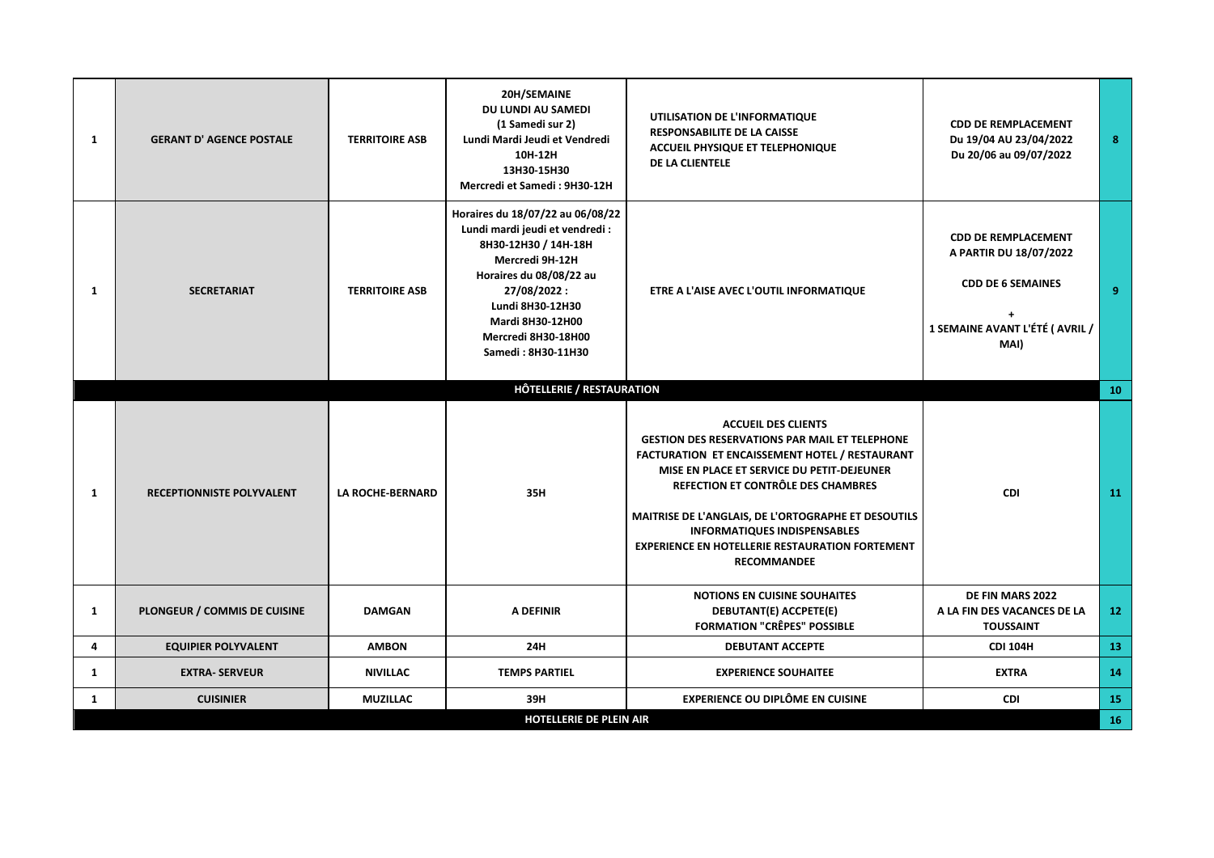| | | | | | | |
|---|---|---|---|---|---|---|
| **1** | **GERANT D' AGENCE POSTALE** | **TERRITOIRE ASB** | **20H/SEMAINE**<br>**DU LUNDI AU SAMEDI**<br>**(1 Samedi sur 2)**<br>**Lundi Mardi Jeudi et Vendredi**<br>**10H-12H**<br>**13H30-15H30**<br>**Mercredi et Samedi : 9H30-12H** | **UTILISATION DE L'INFORMATIQUE**<br>**RESPONSABILITE DE LA CAISSE**<br>**ACCUEIL PHYSIQUE ET TELEPHONIQUE DE LA CLIENTELE** | **CDD DE REMPLACEMENT**<br>**Du 19/04 AU 23/04/2022**<br>**Du 20/06 au 09/07/2022** | **8** |
| **1** | **SECRETARIAT** | **TERRITOIRE ASB** | **Horaires du 18/07/22 au 06/08/22**<br>**Lundi mardi jeudi et vendredi :**<br>**8H30-12H30 / 14H-18H**<br>**Mercredi 9H-12H**<br>**Horaires du 08/08/22 au 27/08/2022 :**<br>**Lundi 8H30-12H30**<br>**Mardi 8H30-12H00**<br>**Mercredi 8H30-18H00**<br>**Samedi : 8H30-11H30** | **ETRE A L'AISE AVEC L'OUTIL INFORMATIQUE** | **CDD DE REMPLACEMENT**<br>**A PARTIR DU 18/07/2022**<br>**CDD DE 6 SEMAINES**<br>**+**<br>**1 SEMAINE AVANT L'ÉTÉ ( AVRIL / MAI)** | **9** |
| | | | **HÔTELLERIE / RESTAURATION** | | | **10** |
| **1** | **RECEPTIONNISTE POLYVALENT** | **LA ROCHE-BERNARD** | **35H** | **ACCUEIL DES CLIENTS**<br>**GESTION DES RESERVATIONS PAR MAIL ET TELEPHONE**<br>**FACTURATION ET ENCAISSEMENT HOTEL / RESTAURANT**<br>**MISE EN PLACE ET SERVICE DU PETIT-DEJEUNER**<br>**REFECTION ET CONTRÔLE DES CHAMBRES**<br>**MAITRISE DE L'ANGLAIS, DE L'ORTOGRAPHE ET DESOUTILS INFORMATIQUES INDISPENSABLES**<br>**EXPERIENCE EN HOTELLERIE RESTAURATION FORTEMENT RECOMMANDEE** | **CDI** | **11** |
| **1** | **PLONGEUR / COMMIS DE CUISINE** | **DAMGAN** | **A DEFINIR** | **NOTIONS EN CUISINE SOUHAITES**<br>**DEBUTANT(E) ACCPETE(E)**<br>**FORMATION "CRÊPES" POSSIBLE** | **DE FIN MARS 2022**<br>**A LA FIN DES VACANCES DE LA TOUSSAINT** | **12** |
| **4** | **EQUIPIER POLYVALENT** | **AMBON** | **24H** | **DEBUTANT ACCEPTE** | **CDI 104H** | **13** |
| **1** | **EXTRA- SERVEUR** | **NIVILLAC** | **TEMPS PARTIEL** | **EXPERIENCE SOUHAITEE** | **EXTRA** | **14** |
| **1** | **CUISINIER** | **MUZILLAC** | **39H** | **EXPERIENCE OU DIPLÔME EN CUISINE** | **CDI** | **15** |
| | | | **HOTELLERIE DE PLEIN AIR** | | | **16** |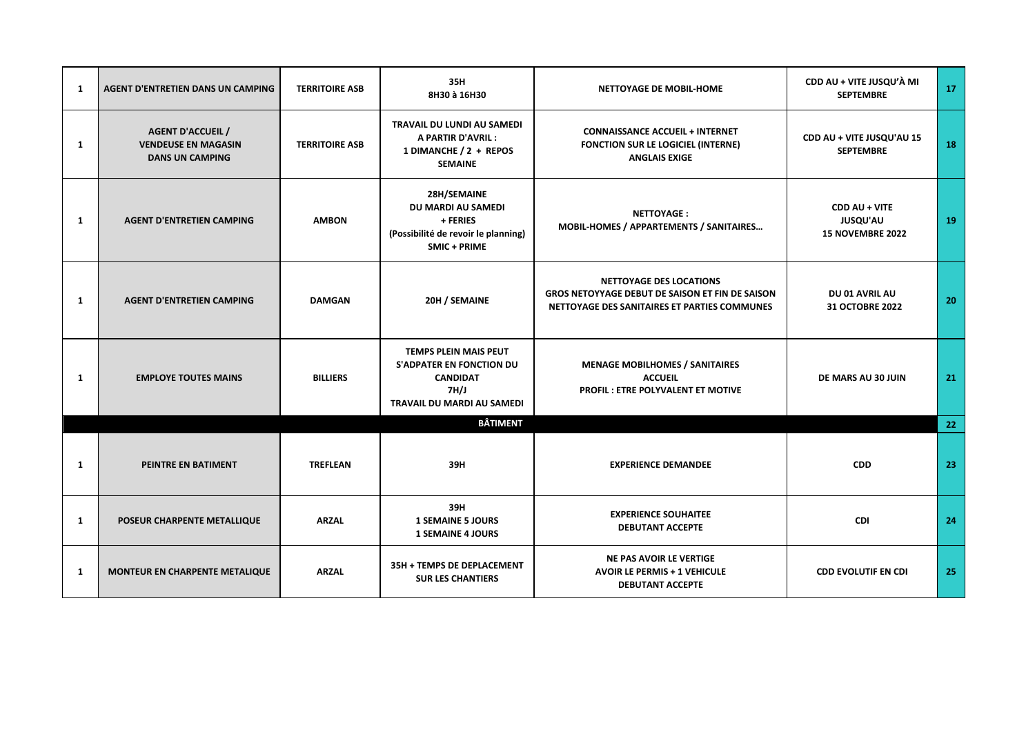| | | | | | | |
|---|---|---|---|---|---|---|
| 1 | AGENT D'ENTRETIEN DANS UN CAMPING | TERRITOIRE ASB | 35H<br>8H30 à 16H30 | NETTOYAGE DE MOBIL-HOME | CDD AU + VITE JUSQU'À MI SEPTEMBRE | 17 |
| 1 | AGENT D'ACCUEIL / VENDEUSE EN MAGASIN DANS UN CAMPING | TERRITOIRE ASB | TRAVAIL DU LUNDI AU SAMEDI A PARTIR D'AVRIL :<br>1 DIMANCHE / 2 + REPOS SEMAINE | CONNAISSANCE ACCUEIL + INTERNET<br>FONCTION SUR LE LOGICIEL (INTERNE)<br>ANGLAIS EXIGE | CDD AU + VITE JUSQU'AU 15 SEPTEMBRE | 18 |
| 1 | AGENT D'ENTRETIEN CAMPING | AMBON | 28H/SEMAINE<br>DU MARDI AU SAMEDI<br>+ FERIES<br>(Possibilité de revoir le planning)<br>SMIC + PRIME | NETTOYAGE :<br>MOBIL-HOMES / APPARTEMENTS / SANITAIRES… | CDD AU + VITE<br>JUSQU'AU<br>15 NOVEMBRE 2022 | 19 |
| 1 | AGENT D'ENTRETIEN CAMPING | DAMGAN | 20H / SEMAINE | NETTOYAGE DES LOCATIONS<br>GROS NETOYYAGE DEBUT DE SAISON ET FIN DE SAISON<br>NETTOYAGE DES SANITAIRES ET PARTIES COMMUNES | DU 01 AVRIL AU<br>31 OCTOBRE 2022 | 20 |
| 1 | EMPLOYE TOUTES MAINS | BILLIERS | TEMPS PLEIN MAIS PEUT S'ADPATER EN FONCTION DU CANDIDAT<br>7H/J<br>TRAVAIL DU MARDI AU SAMEDI | MENAGE MOBILHOMES / SANITAIRES<br>ACCUEIL<br>PROFIL : ETRE POLYVALENT ET MOTIVE | DE MARS AU 30 JUIN | 21 |
| | | | **BÂTIMENT** | | | 22 |
| 1 | PEINTRE EN BATIMENT | TREFLEAN | 39H | EXPERIENCE DEMANDEE | CDD | 23 |
| 1 | POSEUR CHARPENTE METALLIQUE | ARZAL | 39H<br>1 SEMAINE 5 JOURS<br>1 SEMAINE 4 JOURS | EXPERIENCE SOUHAITEE<br>DEBUTANT ACCEPTE | CDI | 24 |
| 1 | MONTEUR EN CHARPENTE METALIQUE | ARZAL | 35H + TEMPS DE DEPLACEMENT SUR LES CHANTIERS | NE PAS AVOIR LE VERTIGE<br>AVOIR LE PERMIS + 1 VEHICULE<br>DEBUTANT ACCEPTE | CDD EVOLUTIF EN CDI | 25 |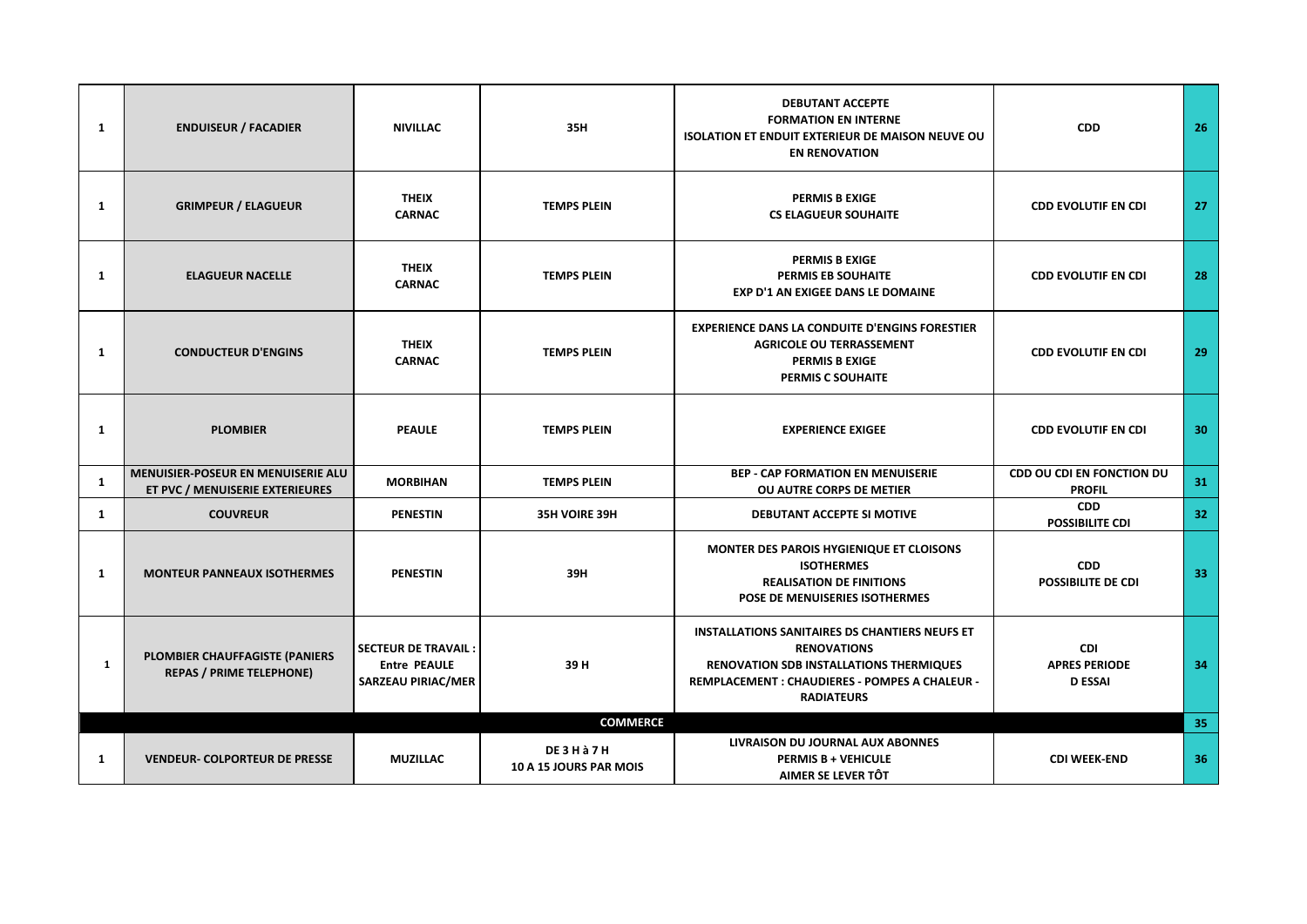| | | | | | | |
|---|---|---|---|---|---|---|
| 1 | ENDUISEUR / FACADIER | NIVILLAC | 35H | DEBUTANT ACCEPTE<br>FORMATION EN INTERNE<br>ISOLATION ET ENDUIT EXTERIEUR DE MAISON NEUVE OU EN RENOVATION | CDD | 26 |
| 1 | GRIMPEUR / ELAGUEUR | THEIX<br>CARNAC | TEMPS PLEIN | PERMIS B EXIGE<br>CS ELAGUEUR SOUHAITE | CDD EVOLUTIF EN CDI | 27 |
| 1 | ELAGUEUR NACELLE | THEIX<br>CARNAC | TEMPS PLEIN | PERMIS B EXIGE<br>PERMIS EB SOUHAITE<br>EXP D'1 AN EXIGEE DANS LE DOMAINE | CDD EVOLUTIF EN CDI | 28 |
| 1 | CONDUCTEUR D'ENGINS | THEIX<br>CARNAC | TEMPS PLEIN | EXPERIENCE DANS LA CONDUITE D'ENGINS FORESTIER AGRICOLE OU TERRASSEMENT<br>PERMIS B EXIGE<br>PERMIS C SOUHAITE | CDD EVOLUTIF EN CDI | 29 |
| 1 | PLOMBIER | PEAULE | TEMPS PLEIN | EXPERIENCE EXIGEE | CDD EVOLUTIF EN CDI | 30 |
| 1 | MENUISIER-POSEUR EN MENUISERIE ALU ET PVC / MENUISERIE EXTERIEURES | MORBIHAN | TEMPS PLEIN | BEP - CAP FORMATION EN MENUISERIE OU AUTRE CORPS DE METIER | CDD OU CDI EN FONCTION DU PROFIL | 31 |
| 1 | COUVREUR | PENESTIN | 35H VOIRE 39H | DEBUTANT ACCEPTE SI MOTIVE | CDD<br>POSSIBILITE CDI | 32 |
| 1 | MONTEUR PANNEAUX ISOTHERMES | PENESTIN | 39H | MONTER DES PAROIS HYGIENIQUE ET CLOISONS ISOTHERMES<br>REALISATION DE FINITIONS<br>POSE DE MENUISERIES ISOTHERMES | CDD<br>POSSIBILITE DE CDI | 33 |
| 1 | PLOMBIER CHAUFFAGISTE (PANIERS REPAS / PRIME TELEPHONE) | SECTEUR DE TRAVAIL :<br>Entre PEAULE<br>SARZEAU PIRIAC/MER | 39 H | INSTALLATIONS SANITAIRES DS CHANTIERS NEUFS ET RENOVATIONS<br>RENOVATION SDB INSTALLATIONS THERMIQUES<br>REMPLACEMENT : CHAUDIERES - POMPES A CHALEUR - RADIATEURS | CDI<br>APRES PERIODE<br>D ESSAI | 34 |
| | | | COMMERCE | | | 35 |
| 1 | VENDEUR- COLPORTEUR DE PRESSE | MUZILLAC | DE 3 H à 7 H<br>10 A 15 JOURS PAR MOIS | LIVRAISON DU JOURNAL AUX ABONNES<br>PERMIS B + VEHICULE<br>AIMER SE LEVER TÔT | CDI WEEK-END | 36 |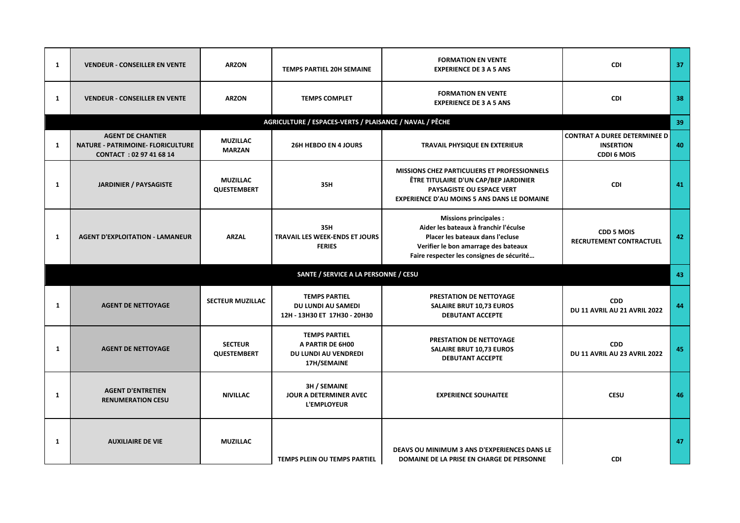| | | | | | | |
|---|---|---|---|---|---|---|
| 1 | VENDEUR - CONSEILLER EN VENTE | ARZON | TEMPS PARTIEL 20H SEMAINE | FORMATION EN VENTE<br>EXPERIENCE DE 3 A 5 ANS | CDI | 37 |
| 1 | VENDEUR - CONSEILLER EN VENTE | ARZON | TEMPS COMPLET | FORMATION EN VENTE<br>EXPERIENCE DE 3 A 5 ANS | CDI | 38 |
| | | | AGRICULTURE / ESPACES-VERTS / PLAISANCE / NAVAL / PÊCHE | | | 39 |
| 1 | AGENT DE CHANTIER<br>NATURE - PATRIMOINE- FLORICULTURE<br>CONTACT : 02 97 41 68 14 | MUZILLAC<br>MARZAN | 26H HEBDO EN 4 JOURS | TRAVAIL PHYSIQUE EN EXTERIEUR | CONTRAT A DUREE DETERMINEE D INSERTION<br>CDDI 6 MOIS | 40 |
| 1 | JARDINIER / PAYSAGISTE | MUZILLAC<br>QUESTEMBERT | 35H | MISSIONS CHEZ PARTICULIERS ET PROFESSIONNELS<br>ÊTRE TITULAIRE D'UN CAP/BEP JARDINIER PAYSAGISTE OU ESPACE VERT<br>EXPERIENCE D'AU MOINS 5 ANS DANS LE DOMAINE | CDI | 41 |
| 1 | AGENT D'EXPLOITATION - LAMANEUR | ARZAL | 35H<br>TRAVAIL LES WEEK-ENDS ET JOURS FERIES | Missions principales :<br>Aider les bateaux à franchir l'éculse<br>Placer les bateaux dans l'ecluse<br>Verifier le bon amarrage des bateaux<br>Faire respecter les consignes de sécurité… | CDD 5 MOIS<br>RECRUTEMENT CONTRACTUEL | 42 |
| | | | SANTE / SERVICE A LA PERSONNE / CESU | | | 43 |
| 1 | AGENT DE NETTOYAGE | SECTEUR MUZILLAC | TEMPS PARTIEL<br>DU LUNDI AU SAMEDI<br>12H - 13H30 ET 17H30 - 20H30 | PRESTATION DE NETTOYAGE<br>SALAIRE BRUT 10,73 EUROS<br>DEBUTANT ACCEPTE | CDD<br>DU 11 AVRIL AU 21 AVRIL 2022 | 44 |
| 1 | AGENT DE NETTOYAGE | SECTEUR QUESTEMBERT | TEMPS PARTIEL<br>A PARTIR DE 6H00<br>DU LUNDI AU VENDREDI<br>17H/SEMAINE | PRESTATION DE NETTOYAGE<br>SALAIRE BRUT 10,73 EUROS<br>DEBUTANT ACCEPTE | CDD<br>DU 11 AVRIL AU 23 AVRIL 2022 | 45 |
| 1 | AGENT D'ENTRETIEN<br>RENUMERATION CESU | NIVILLAC | 3H / SEMAINE<br>JOUR A DETERMINER AVEC L'EMPLOYEUR | EXPERIENCE SOUHAITEE | CESU | 46 |
| 1 | AUXILIAIRE DE VIE | MUZILLAC | TEMPS PLEIN OU TEMPS PARTIEL | DEAVS OU MINIMUM 3 ANS D'EXPERIENCES DANS LE DOMAINE DE LA PRISE EN CHARGE DE PERSONNE | CDI | 47 |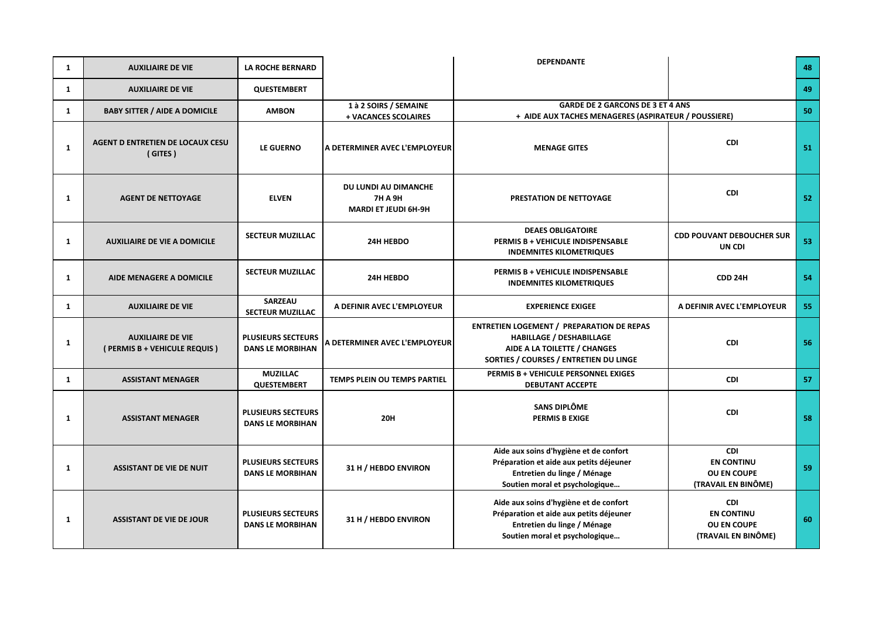| | | | | | | |
|---|---|---|---|---|---|---|
| 1 | AUXILIAIRE DE VIE | LA ROCHE BERNARD | | DEPENDANTE | | 48 |
| 1 | AUXILIAIRE DE VIE | QUESTEMBERT | | | | 49 |
| 1 | BABY SITTER / AIDE A DOMICILE | AMBON | 1 à 2 SOIRS / SEMAINE + VACANCES SCOLAIRES | GARDE DE 2 GARCONS DE 3 ET 4 ANS + AIDE AUX TACHES MENAGERES (ASPIRATEUR / POUSSIERE) | | 50 |
| 1 | AGENT D ENTRETIEN DE LOCAUX CESU ( GITES ) | LE GUERNO | A DETERMINER AVEC L'EMPLOYEUR | MENAGE GITES | CDI | 51 |
| 1 | AGENT DE NETTOYAGE | ELVEN | DU LUNDI AU DIMANCHE 7H A 9H MARDI ET JEUDI 6H-9H | PRESTATION DE NETTOYAGE | CDI | 52 |
| 1 | AUXILIAIRE DE VIE A DOMICILE | SECTEUR MUZILLAC | 24H HEBDO | DEAES OBLIGATOIRE PERMIS B + VEHICULE INDISPENSABLE INDEMNITES KILOMETRIQUES | CDD POUVANT DEBOUCHER SUR UN CDI | 53 |
| 1 | AIDE MENAGERE A DOMICILE | SECTEUR MUZILLAC | 24H HEBDO | PERMIS B + VEHICULE INDISPENSABLE INDEMNITES KILOMETRIQUES | CDD 24H | 54 |
| 1 | AUXILIAIRE DE VIE | SARZEAU SECTEUR MUZILLAC | A DEFINIR AVEC L'EMPLOYEUR | EXPERIENCE EXIGEE | A DEFINIR AVEC L'EMPLOYEUR | 55 |
| 1 | AUXILIAIRE DE VIE ( PERMIS B + VEHICULE REQUIS ) | PLUSIEURS SECTEURS DANS LE MORBIHAN | A DETERMINER AVEC L'EMPLOYEUR | ENTRETIEN LOGEMENT / PREPARATION DE REPAS HABILLAGE / DESHABILLAGE AIDE A LA TOILETTE / CHANGES SORTIES / COURSES / ENTRETIEN DU LINGE | CDI | 56 |
| 1 | ASSISTANT MENAGER | MUZILLAC QUESTEMBERT | TEMPS PLEIN OU TEMPS PARTIEL | PERMIS B + VEHICULE PERSONNEL EXIGES DEBUTANT ACCEPTE | CDI | 57 |
| 1 | ASSISTANT MENAGER | PLUSIEURS SECTEURS DANS LE MORBIHAN | 20H | SANS DIPLÔME PERMIS B EXIGE | CDI | 58 |
| 1 | ASSISTANT DE VIE DE NUIT | PLUSIEURS SECTEURS DANS LE MORBIHAN | 31 H / HEBDO ENVIRON | Aide aux soins d'hygiène et de confort Préparation et aide aux petits déjeuner Entretien du linge / Ménage Soutien moral et psychologique… | CDI EN CONTINU OU EN COUPE (TRAVAIL EN BINÔME) | 59 |
| 1 | ASSISTANT DE VIE DE JOUR | PLUSIEURS SECTEURS DANS LE MORBIHAN | 31 H / HEBDO ENVIRON | Aide aux soins d'hygiène et de confort Préparation et aide aux petits déjeuner Entretien du linge / Ménage Soutien moral et psychologique… | CDI EN CONTINU OU EN COUPE (TRAVAIL EN BINÔME) | 60 |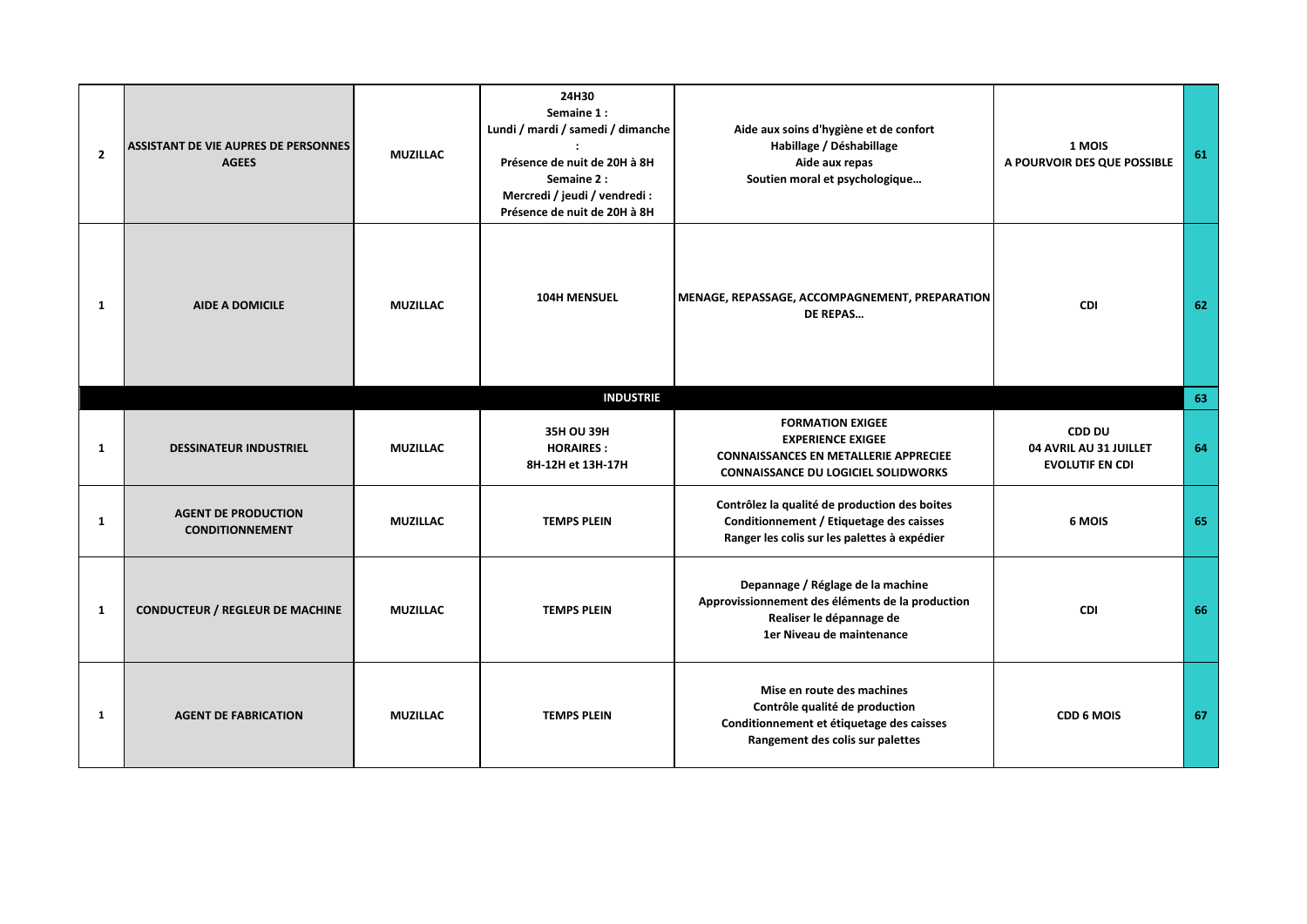| | | | | | | |
|---|---|---|---|---|---|---|
| **2** | **ASSISTANT DE VIE AUPRES DE PERSONNES AGEES** | **MUZILLAC** | **24H30**<br>**Semaine 1 :**<br>**Lundi / mardi / samedi / dimanche :**<br>**Présence de nuit de 20H à 8H**<br>**Semaine 2 :**<br>**Mercredi / jeudi / vendredi :**<br>**Présence de nuit de 20H à 8H** | **Aide aux soins d'hygiène et de confort**<br>**Habillage / Déshabillage**<br>**Aide aux repas**<br>**Soutien moral et psychologique…** | **1 MOIS**<br>**A POURVOIR DES QUE POSSIBLE** | **61** |
| **1** | **AIDE A DOMICILE** | **MUZILLAC** | **104H MENSUEL** | **MENAGE, REPASSAGE, ACCOMPAGNEMENT, PREPARATION DE REPAS…** | **CDI** | **62** |
| | | | **INDUSTRIE** | | | **63** |
| **1** | **DESSINATEUR INDUSTRIEL** | **MUZILLAC** | **35H OU 39H**<br>**HORAIRES :**<br>**8H-12H et 13H-17H** | **FORMATION EXIGEE**<br>**EXPERIENCE EXIGEE**<br>**CONNAISSANCES EN METALLERIE APPRECIEE**<br>**CONNAISSANCE DU LOGICIEL SOLIDWORKS** | **CDD DU**<br>**04 AVRIL AU 31 JUILLET**<br>**EVOLUTIF EN CDI** | **64** |
| **1** | **AGENT DE PRODUCTION CONDITIONNEMENT** | **MUZILLAC** | **TEMPS PLEIN** | **Contrôlez la qualité de production des boites**<br>**Conditionnement / Etiquetage des caisses**<br>**Ranger les colis sur les palettes à expédier** | **6 MOIS** | **65** |
| **1** | **CONDUCTEUR / REGLEUR DE MACHINE** | **MUZILLAC** | **TEMPS PLEIN** | **Depannage / Réglage de la machine**<br>**Approvissionnement des éléments de la production**<br>**Realiser le dépannage de**<br>**1er Niveau de maintenance** | **CDI** | **66** |
| **1** | **AGENT DE FABRICATION** | **MUZILLAC** | **TEMPS PLEIN** | **Mise en route des machines**<br>**Contrôle qualité de production**<br>**Conditionnement et étiquetage des caisses**<br>**Rangement des colis sur palettes** | **CDD 6 MOIS** | **67** |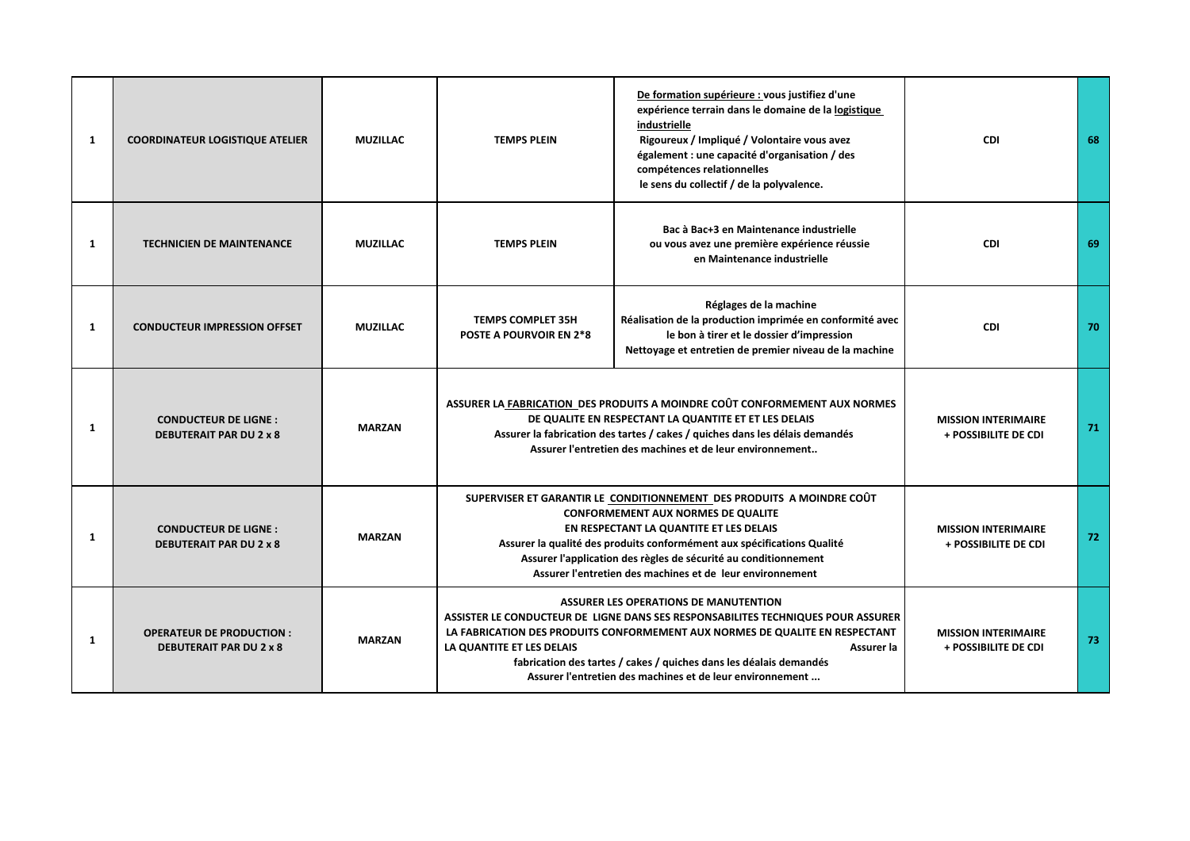| | | | | | | |
|---|---|---|---|---|---|---|
| **1** | **COORDINATEUR LOGISTIQUE ATELIER** | **MUZILLAC** | **TEMPS PLEIN** | **De formation supérieure : vous justifiez d'une expérience terrain dans le domaine de la logistique industrielle** **Rigoureux / Impliqué / Volontaire vous avez également : une capacité d'organisation / des compétences relationnelles le sens du collectif / de la polyvalence.** | **CDI** | **68** |
| **1** | **TECHNICIEN DE MAINTENANCE** | **MUZILLAC** | **TEMPS PLEIN** | **Bac à Bac+3 en Maintenance industrielle ou vous avez une première expérience réussie en Maintenance industrielle** | **CDI** | **69** |
| **1** | **CONDUCTEUR IMPRESSION OFFSET** | **MUZILLAC** | **TEMPS COMPLET 35H POSTE A POURVOIR EN 2*8** | **Réglages de la machine Réalisation de la production imprimée en conformité avec le bon à tirer et le dossier d'impression Nettoyage et entretien de premier niveau de la machine** | **CDI** | **70** |
| **1** | **CONDUCTEUR DE LIGNE : DEBUTERAIT PAR DU 2 x 8** | **MARZAN** | **ASSURER LA FABRICATION DES PRODUITS A MOINDRE COÛT CONFORMEMENT AUX NORMES DE QUALITE EN RESPECTANT LA QUANTITE ET ET LES DELAIS Assurer la fabrication des tartes / cakes / quiches dans les délais demandés Assurer l'entretien des machines et de leur environnement..** | | **MISSION INTERIMAIRE + POSSIBILITE DE CDI** | **71** |
| **1** | **CONDUCTEUR DE LIGNE : DEBUTERAIT PAR DU 2 x 8** | **MARZAN** | **SUPERVISER ET GARANTIR LE CONDITIONNEMENT DES PRODUITS A MOINDRE COÛT CONFORMEMENT AUX NORMES DE QUALITE EN RESPECTANT LA QUANTITE ET LES DELAIS Assurer la qualité des produits conformément aux spécifications Qualité Assurer l'application des règles de sécurité au conditionnement Assurer l'entretien des machines et de leur environnement** | | **MISSION INTERIMAIRE + POSSIBILITE DE CDI** | **72** |
| **1** | **OPERATEUR DE PRODUCTION : DEBUTERAIT PAR DU 2 x 8** | **MARZAN** | **ASSURER LES OPERATIONS DE MANUTENTION ASSISTER LE CONDUCTEUR DE LIGNE DANS SES RESPONSABILITES TECHNIQUES POUR ASSURER LA FABRICATION DES PRODUITS CONFORMEMENT AUX NORMES DE QUALITE EN RESPECTANT LA QUANTITE ET LES DELAIS Assurer la fabrication des tartes / cakes / quiches dans les déalais demandés Assurer l'entretien des machines et de leur environnement ...** | | **MISSION INTERIMAIRE + POSSIBILITE DE CDI** | **73** |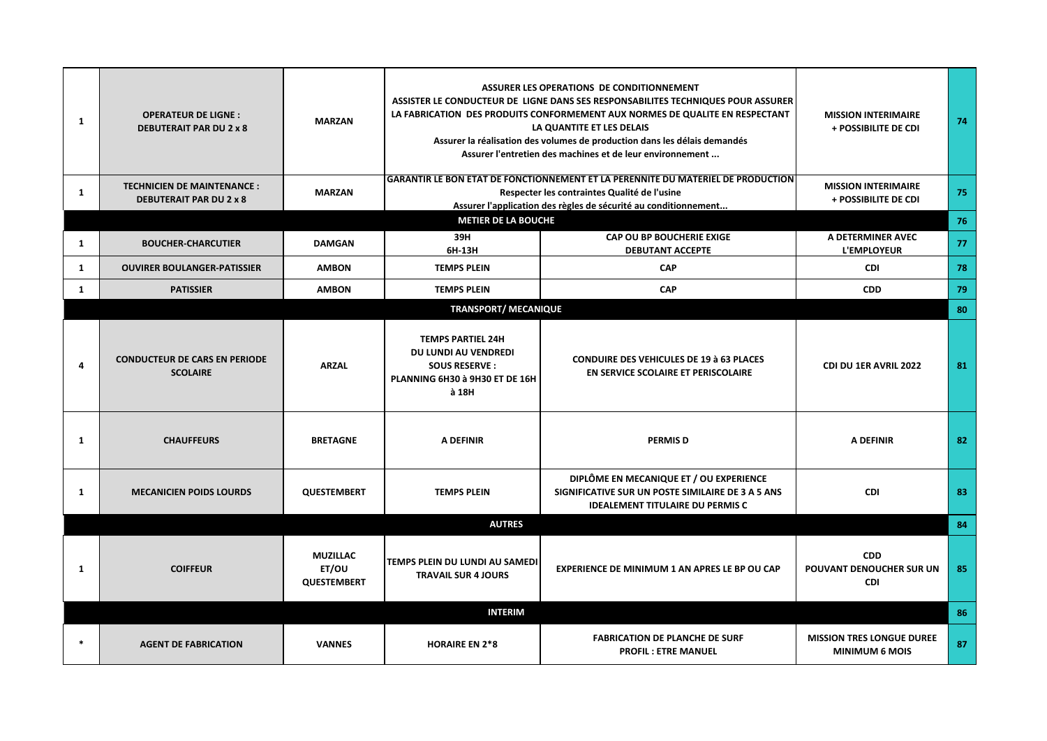| | | | | | | |
|---|---|---|---|---|---|---|
| 1 | **OPERATEUR DE LIGNE : DEBUTERAIT PAR DU 2 x 8** | **MARZAN** | **ASSURER LES OPERATIONS DE CONDITIONNEMENT ASSISTER LE CONDUCTEUR DE LIGNE DANS SES RESPONSABILITES TECHNIQUES POUR ASSURER LA FABRICATION DES PRODUITS CONFORMEMENT AUX NORMES DE QUALITE EN RESPECTANT LA QUANTITE ET LES DELAIS Assurer la réalisation des volumes de production dans les délais demandés Assurer l'entretien des machines et de leur environnement ...** | | **MISSION INTERIMAIRE + POSSIBILITE DE CDI** | 74 |
| 1 | **TECHNICIEN DE MAINTENANCE : DEBUTERAIT PAR DU 2 x 8** | **MARZAN** | **GARANTIR LE BON ETAT DE FONCTIONNEMENT ET LA PERENNITE DU MATERIEL DE PRODUCTION Respecter les contraintes Qualité de l'usine Assurer l'application des règles de sécurité au conditionnement...** | | **MISSION INTERIMAIRE + POSSIBILITE DE CDI** | 75 |
| | | | **METIER DE LA BOUCHE** | | | 76 |
| 1 | **BOUCHER-CHARCUTIER** | **DAMGAN** | **39H 6H-13H** | **CAP OU BP BOUCHERIE EXIGE DEBUTANT ACCEPTE** | **A DETERMINER AVEC L'EMPLOYEUR** | 77 |
| 1 | **OUVIRER BOULANGER-PATISSIER** | **AMBON** | **TEMPS PLEIN** | **CAP** | **CDI** | 78 |
| 1 | **PATISSIER** | **AMBON** | **TEMPS PLEIN** | **CAP** | **CDD** | 79 |
| | | | **TRANSPORT/ MECANIQUE** | | | 80 |
| 4 | **CONDUCTEUR DE CARS EN PERIODE SCOLAIRE** | **ARZAL** | **TEMPS PARTIEL 24H DU LUNDI AU VENDREDI SOUS RESERVE : PLANNING 6H30 à 9H30 ET DE 16H à 18H** | **CONDUIRE DES VEHICULES DE 19 à 63 PLACES EN SERVICE SCOLAIRE ET PERISCOLAIRE** | **CDI DU 1ER AVRIL 2022** | 81 |
| 1 | **CHAUFFEURS** | **BRETAGNE** | **A DEFINIR** | **PERMIS D** | **A DEFINIR** | 82 |
| 1 | **MECANICIEN POIDS LOURDS** | **QUESTEMBERT** | **TEMPS PLEIN** | **DIPLÔME EN MECANIQUE ET / OU EXPERIENCE SIGNIFICATIVE SUR UN POSTE SIMILAIRE DE 3 A 5 ANS IDEALEMENT TITULAIRE DU PERMIS C** | **CDI** | 83 |
| | | | **AUTRES** | | | 84 |
| 1 | **COIFFEUR** | **MUZILLAC ET/OU QUESTEMBERT** | **TEMPS PLEIN DU LUNDI AU SAMEDI TRAVAIL SUR 4 JOURS** | **EXPERIENCE DE MINIMUM 1 AN APRES LE BP OU CAP** | **CDD POUVANT DENOUCHER SUR UN CDI** | 85 |
| | | | **INTERIM** | | | 86 |
| * | **AGENT DE FABRICATION** | **VANNES** | **HORAIRE EN 2*8** | **FABRICATION DE PLANCHE DE SURF PROFIL : ETRE MANUEL** | **MISSION TRES LONGUE DUREE MINIMUM 6 MOIS** | 87 |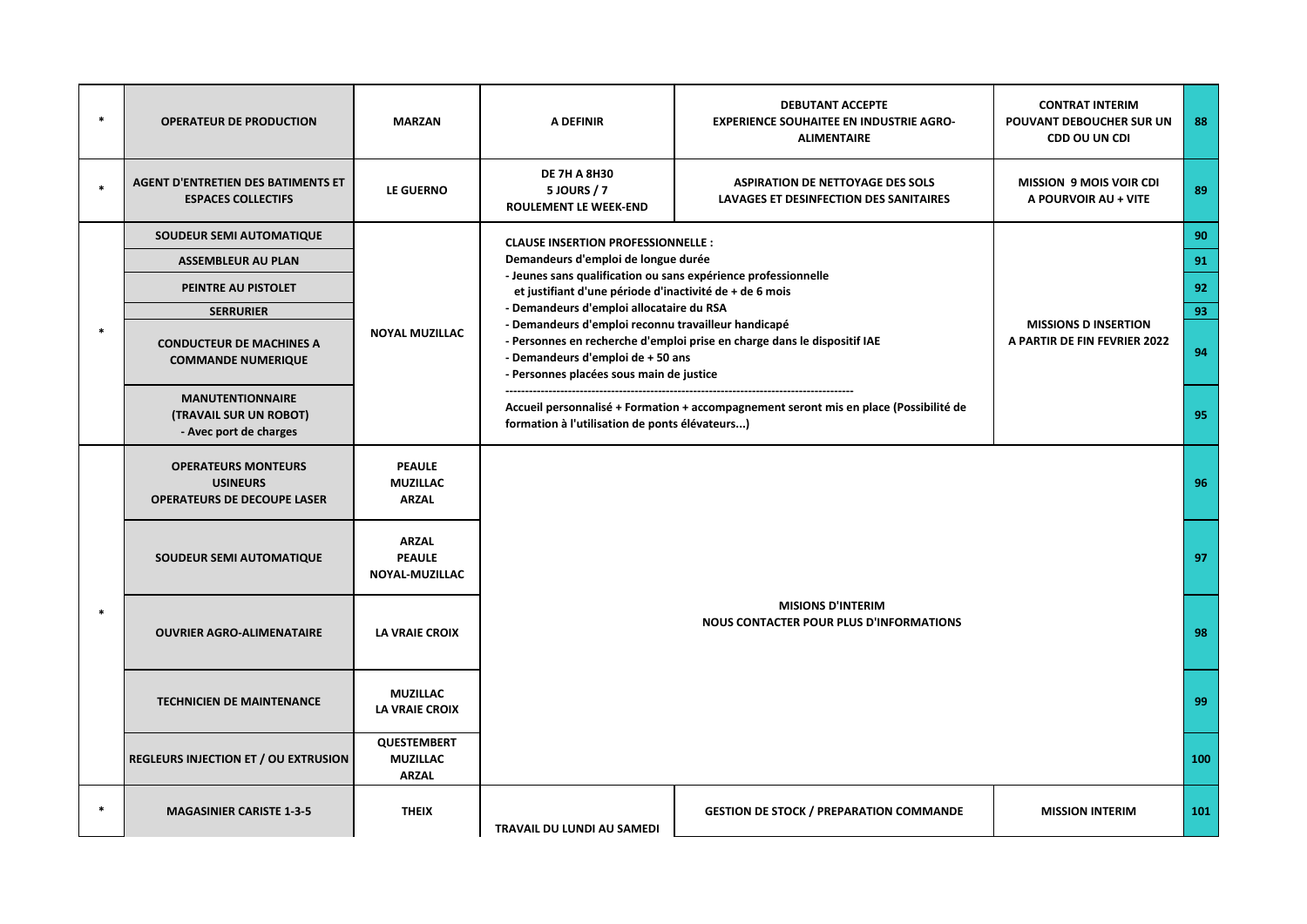| * | OPERATEUR DE PRODUCTION | MARZAN | A DEFINIR | DEBUTANT ACCEPTE<br>EXPERIENCE SOUHAITEE EN INDUSTRIE AGRO-ALIMENTAIRE | CONTRAT INTERIM POUVANT DEBOUCHER SUR UN CDD OU UN CDI | 88 |
|---|---|---|---|---|---|---|
| * | AGENT D'ENTRETIEN DES BATIMENTS ET ESPACES COLLECTIFS | LE GUERNO | DE 7H A 8H30<br>5 JOURS / 7<br>ROULEMENT LE WEEK-END | ASPIRATION DE NETTOYAGE DES SOLS<br>LAVAGES ET DESINFECTION DES SANITAIRES | MISSION 9 MOIS VOIR CDI<br>A POURVOIR AU + VITE | 89 |
| * | SOUDEUR SEMI AUTOMATIQUE | NOYAL MUZILLAC | CLAUSE INSERTION PROFESSIONNELLE :<br>Demandeurs d'emploi de longue durée<br>- Jeunes sans qualification ou sans expérience professionnelle et justifiant d'une période d'inactivité de + de 6 mois<br>- Demandeurs d'emploi allocataire du RSA<br>- Demandeurs d'emploi reconnu travailleur handicapé<br>- Personnes en recherche d'emploi prise en charge dans le dispositif IAE<br>- Demandeurs d'emploi de + 50 ans<br>- Personnes placées sous main de justice<br>------------------------------------------------------------------------------------------<br>Accueil personnalisé + Formation + accompagnement seront mis en place (Possibilité de formation à l'utilisation de ponts élévateurs...) | | MISSIONS D INSERTION<br>A PARTIR DE FIN FEVRIER 2022 | 90 |
| | ASSEMBLEUR AU PLAN | | | | | 91 |
| | PEINTRE AU PISTOLET | | | | | 92 |
| | SERRURIER | | | | | 93 |
| | CONDUCTEUR DE MACHINES A COMMANDE NUMERIQUE | | | | | 94 |
| | MANUTENTIONNAIRE<br>(TRAVAIL SUR UN ROBOT)<br>- Avec port de charges | | | | | 95 |
| * | OPERATEURS MONTEURS<br>USINEURS<br>OPERATEURS DE DECOUPE LASER | PEAULE<br>MUZILLAC<br>ARZAL | MISIONS D'INTERIM<br>NOUS CONTACTER POUR PLUS D'INFORMATIONS | | | 96 |
| | SOUDEUR SEMI AUTOMATIQUE | ARZAL<br>PEAULE<br>NOYAL-MUZILLAC | | | | 97 |
| | OUVRIER AGRO-ALIMENATAIRE | LA VRAIE CROIX | | | | 98 |
| | TECHNICIEN DE MAINTENANCE | MUZILLAC<br>LA VRAIE CROIX | | | | 99 |
| | REGLEURS INJECTION ET / OU EXTRUSION | QUESTEMBERT<br>MUZILLAC<br>ARZAL | | | | 100 |
| * | MAGASINIER CARISTE 1-3-5 | THEIX | TRAVAIL DU LUNDI AU SAMEDI | GESTION DE STOCK / PREPARATION COMMANDE | MISSION INTERIM | 101 |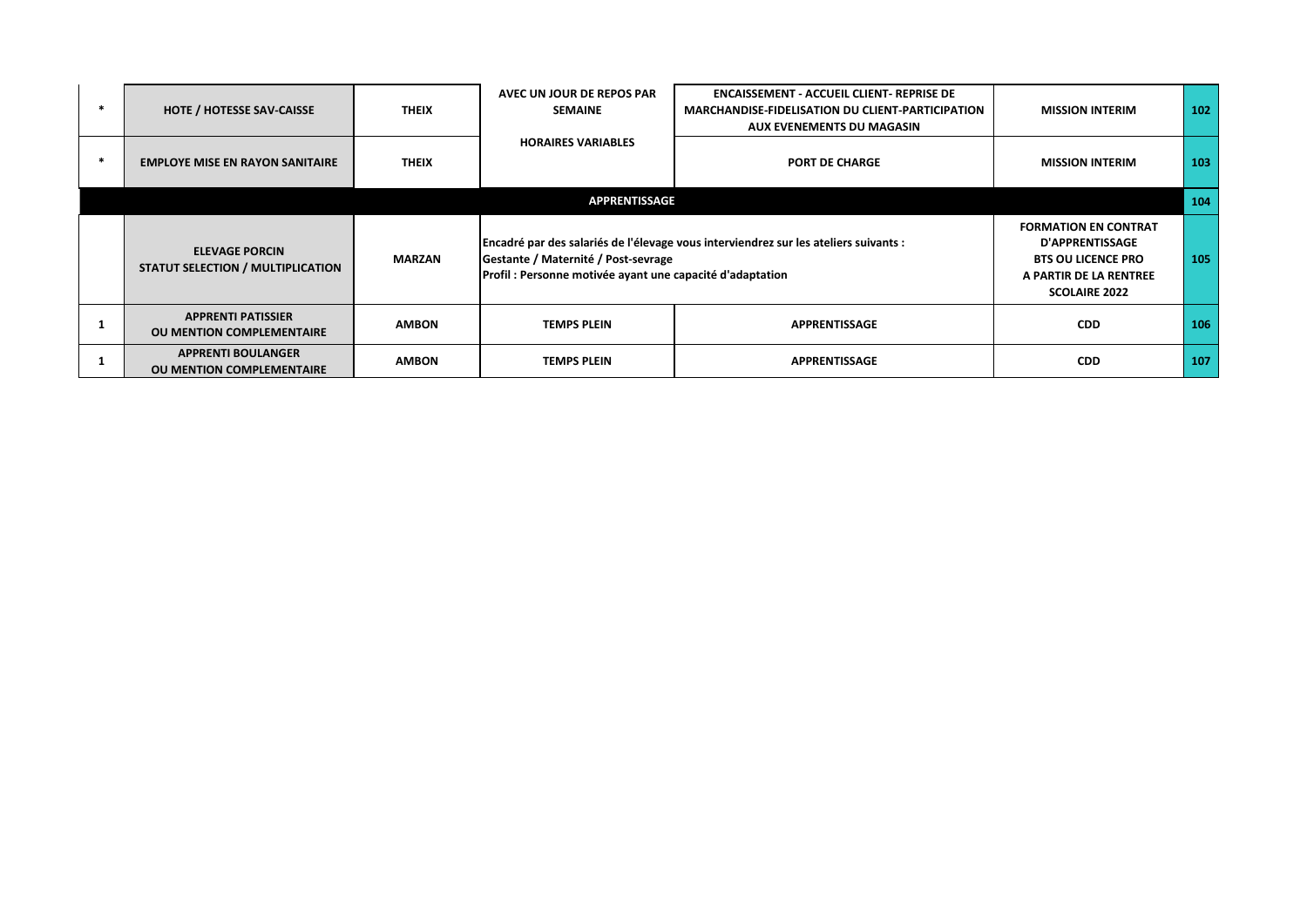| | | | | | | |
|---|---|---|---|---|---|---|
| * | HOTE / HOTESSE SAV-CAISSE | THEIX | AVEC UN JOUR DE REPOS PAR SEMAINE<br><br>HORAIRES VARIABLES | ENCAISSEMENT - ACCUEIL CLIENT- REPRISE DE MARCHANDISE-FIDELISATION DU CLIENT-PARTICIPATION AUX EVENEMENTS DU MAGASIN | MISSION INTERIM | 102 |
| * | EMPLOYE MISE EN RAYON SANITAIRE | THEIX | | PORT DE CHARGE | MISSION INTERIM | 103 |
| | | | APPRENTISSAGE | | | 104 |
| | ELEVAGE PORCIN<br>STATUT SELECTION / MULTIPLICATION | MARZAN | Encadré par des salariés de l'élevage vous interviendrez sur les ateliers suivants :<br>Gestante / Maternité / Post-sevrage<br>Profil : Personne motivée ayant une capacité d'adaptation | | FORMATION EN CONTRAT D'APPRENTISSAGE<br>BTS OU LICENCE PRO<br>A PARTIR DE LA RENTREE SCOLAIRE 2022 | 105 |
| 1 | APPRENTI PATISSIER<br>OU MENTION COMPLEMENTAIRE | AMBON | TEMPS PLEIN | APPRENTISSAGE | CDD | 106 |
| 1 | APPRENTI BOULANGER<br>OU MENTION COMPLEMENTAIRE | AMBON | TEMPS PLEIN | APPRENTISSAGE | CDD | 107 |